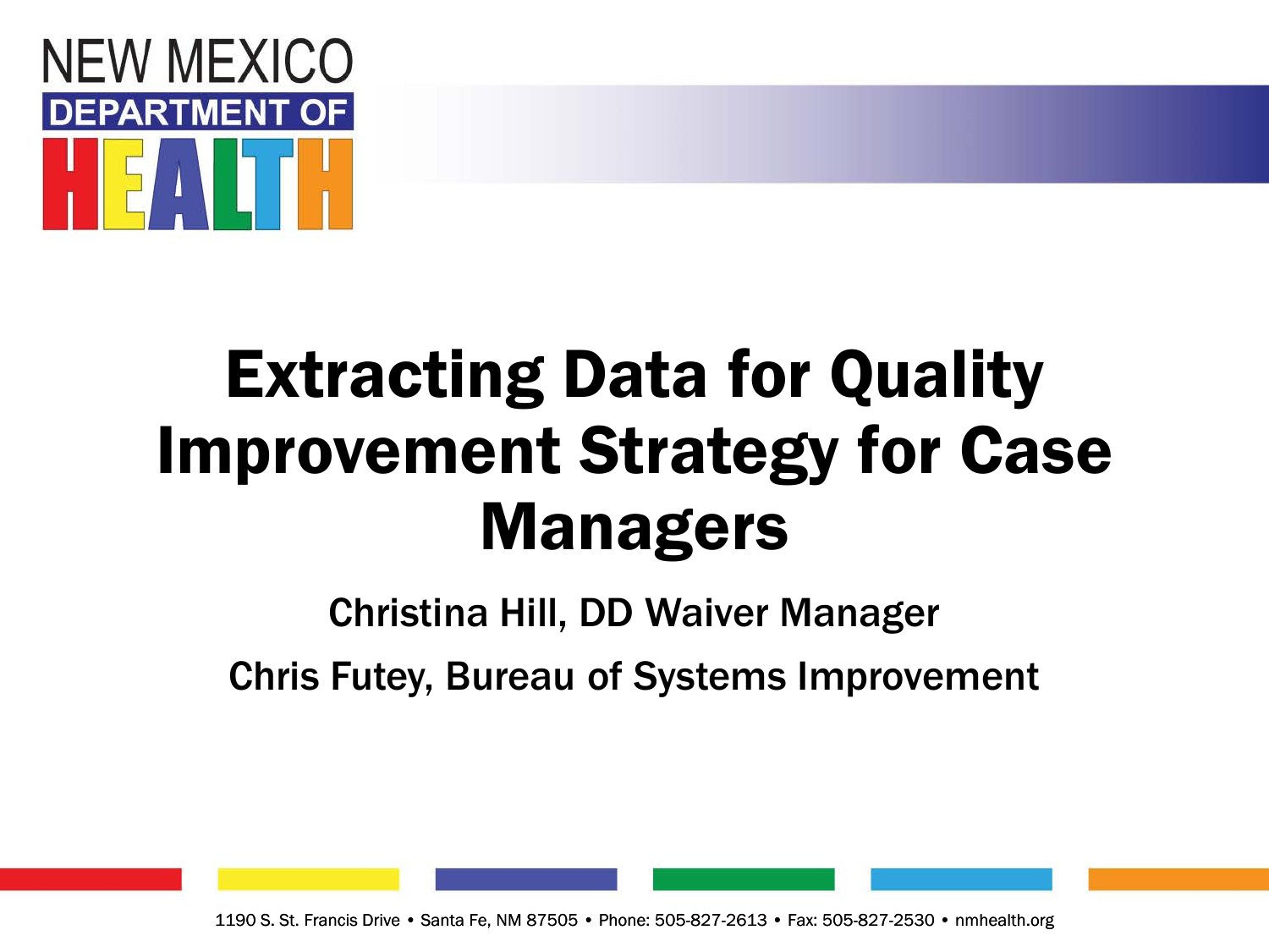NEW MEXICO DEPARTMENT OF HEALTH

# Extracting Data for Quality Improvement Strategy for Case Managers

Christina Hill, DD Waiver Manager

Chris Futey, Bureau of Systems Improvement

1190 S. St. Francis Drive • Santa Fe, NM 87505 • Phone: 505-827-2613 • Fax: 505-827-2530 • nmhealth.org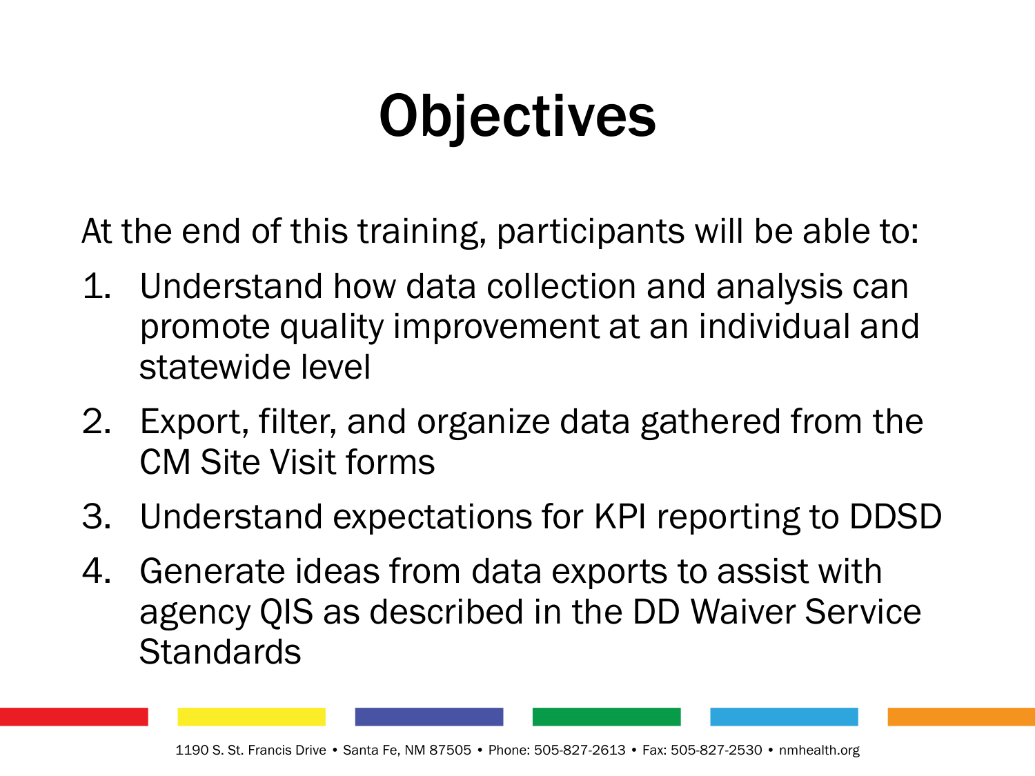# Objectives

At the end of this training, participants will be able to:

1. Understand how data collection and analysis can promote quality improvement at an individual and statewide level
2. Export, filter, and organize data gathered from the CM Site Visit forms
3. Understand expectations for KPI reporting to DDSD
4. Generate ideas from data exports to assist with agency QIS as described in the DD Waiver Service Standards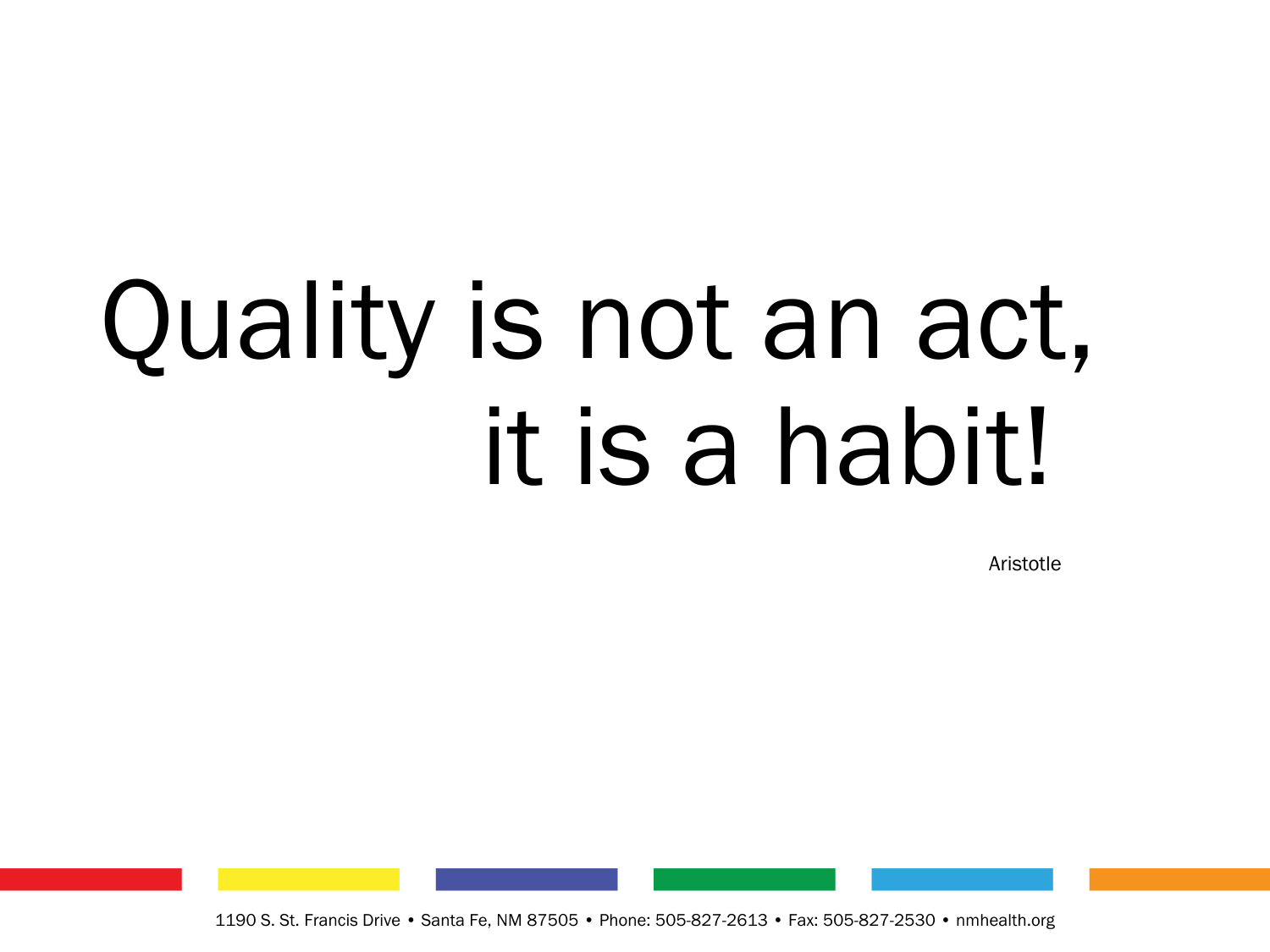# Quality is not an act, it is a habit!

Aristotle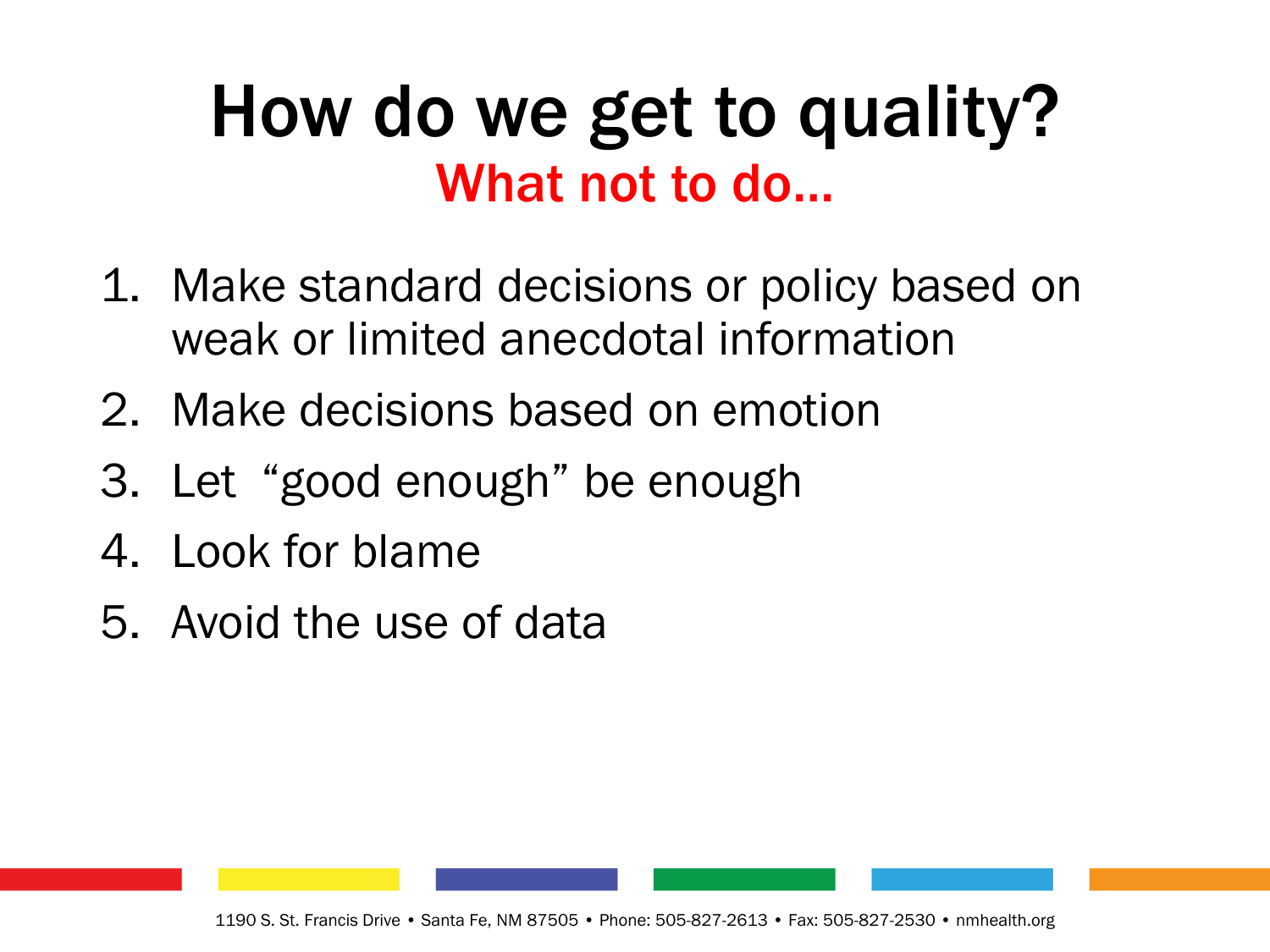# How do we get to quality?

## What not to do…

1. Make standard decisions or policy based on weak or limited anecdotal information
2. Make decisions based on emotion
3. Let "good enough" be enough
4. Look for blame
5. Avoid the use of data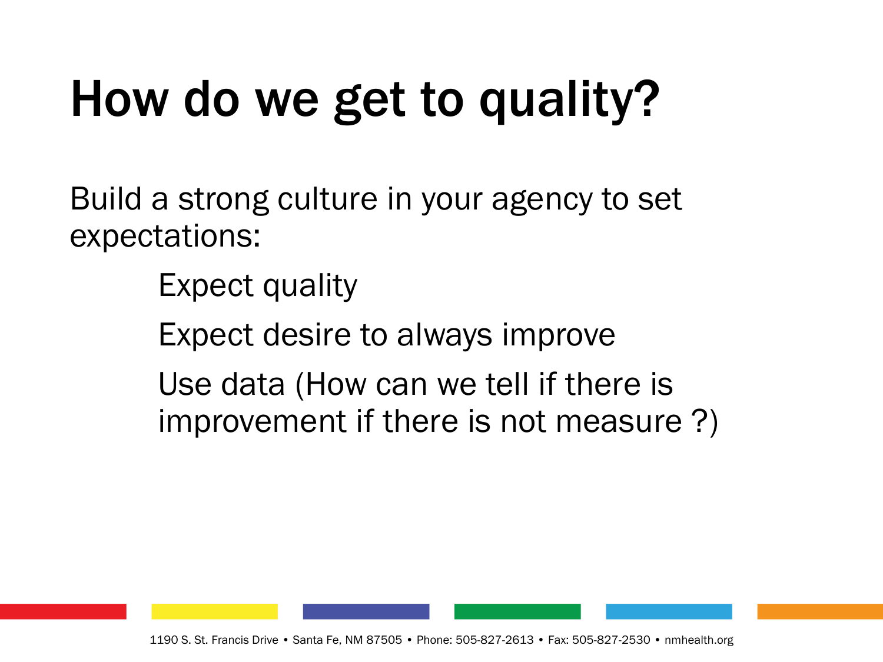# How do we get to quality?

Build a strong culture in your agency to set expectations:

- Expect quality
- Expect desire to always improve
- Use data (How can we tell if there is improvement if there is not measure ?)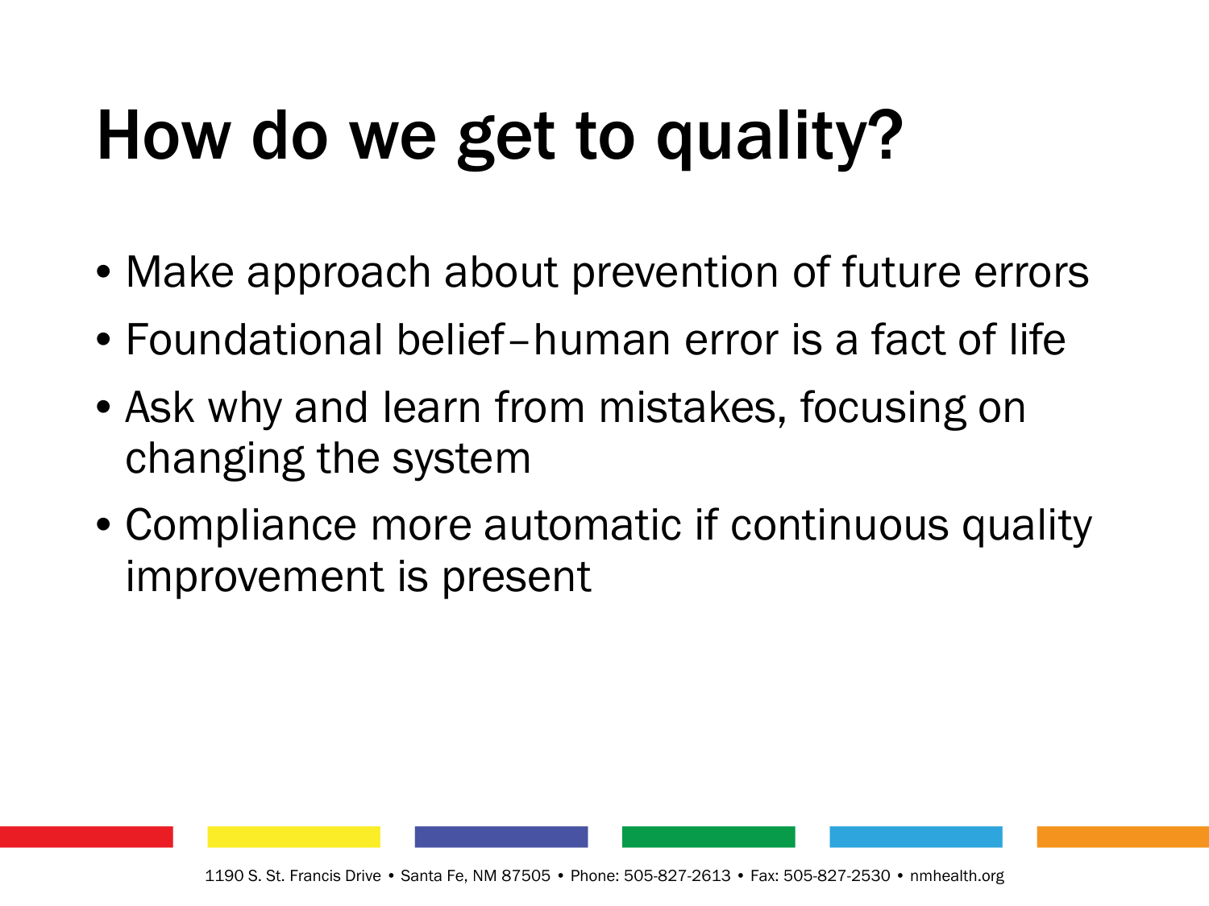# How do we get to quality?

- Make approach about prevention of future errors
- Foundational belief–human error is a fact of life
- Ask why and learn from mistakes, focusing on changing the system
- Compliance more automatic if continuous quality improvement is present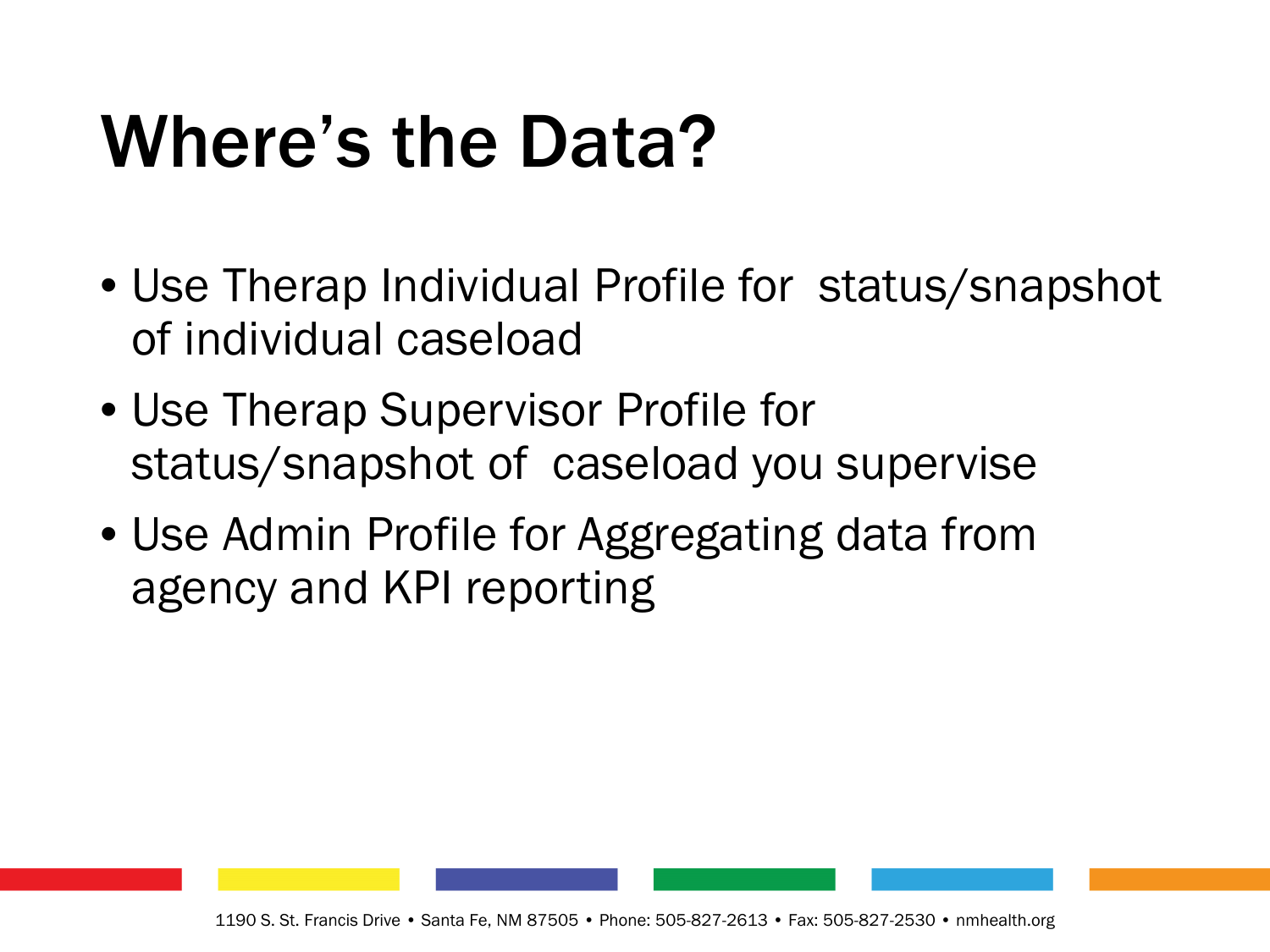# Where's the Data?

- Use Therap Individual Profile for status/snapshot of individual caseload
- Use Therap Supervisor Profile for status/snapshot of caseload you supervise
- Use Admin Profile for Aggregating data from agency and KPI reporting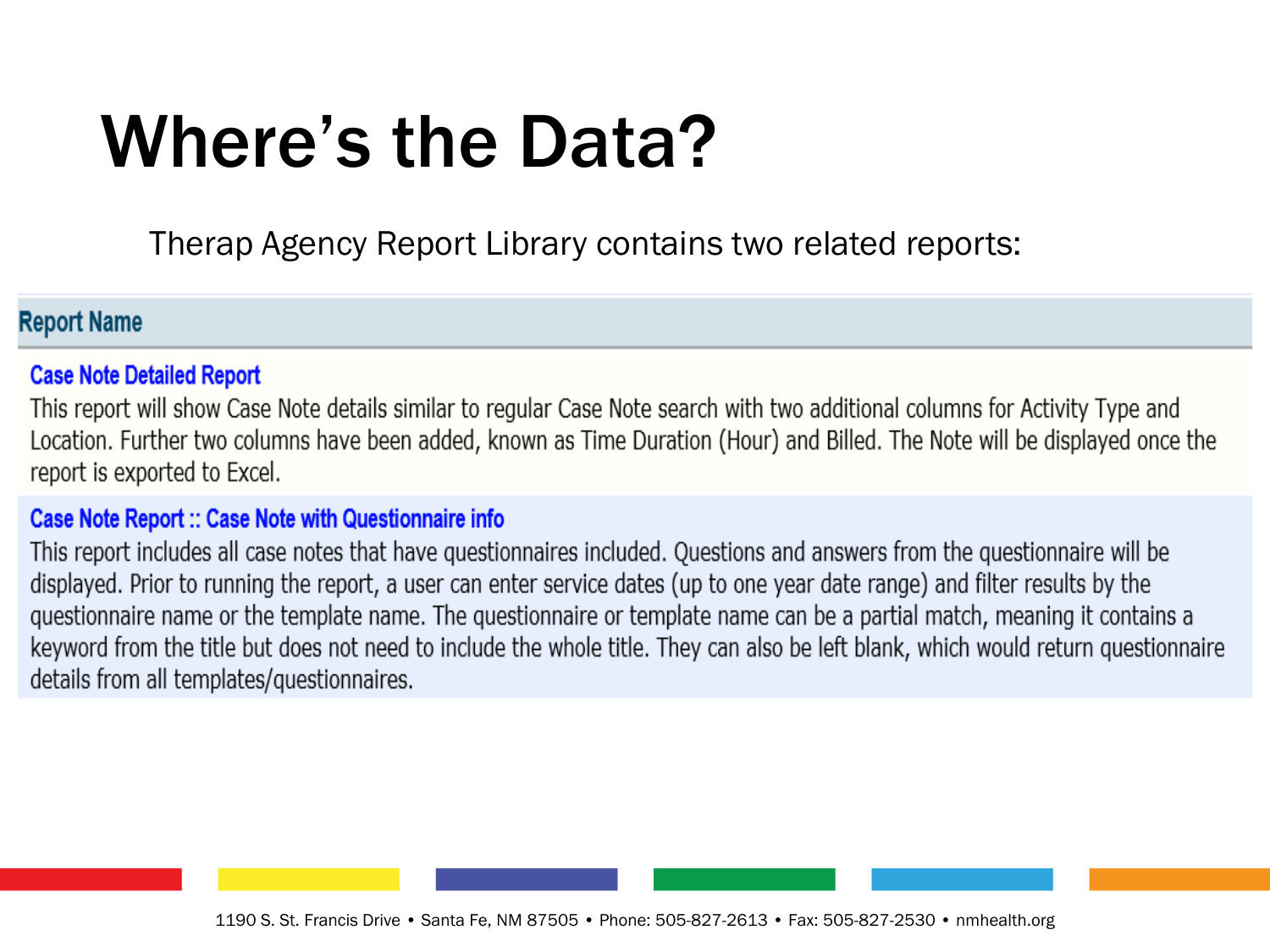# Where's the Data?

Therap Agency Report Library contains two related reports:

| Report Name |
|---|
| **Case Note Detailed Report**<br>This report will show Case Note details similar to regular Case Note search with two additional columns for Activity Type and Location. Further two columns have been added, known as Time Duration (Hour) and Billed. The Note will be displayed once the report is exported to Excel. |
| **Case Note Report :: Case Note with Questionnaire info**<br>This report includes all case notes that have questionnaires included. Questions and answers from the questionnaire will be displayed. Prior to running the report, a user can enter service dates (up to one year date range) and filter results by the questionnaire name or the template name. The questionnaire or template name can be a partial match, meaning it contains a keyword from the title but does not need to include the whole title. They can also be left blank, which would return questionnaire details from all templates/questionnaires. |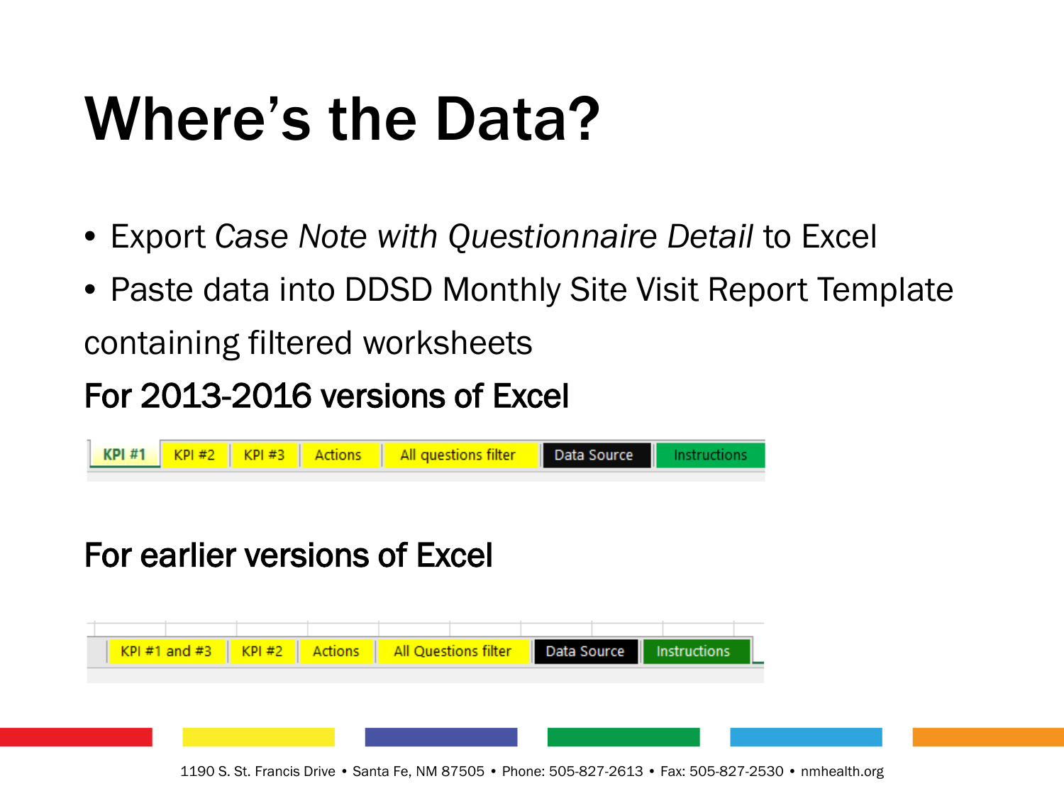# Where’s the Data?

- Export *Case Note with Questionnaire Detail* to Excel
- Paste data into DDSD Monthly Site Visit Report Template

containing filtered worksheets

**For 2013-2016 versions of Excel**

KPI #1 | KPI #2 | KPI #3 | Actions | All questions filter | Data Source | Instructions

**For earlier versions of Excel**

KPI #1 and #3 | KPI #2 | Actions | All Questions filter | Data Source | Instructions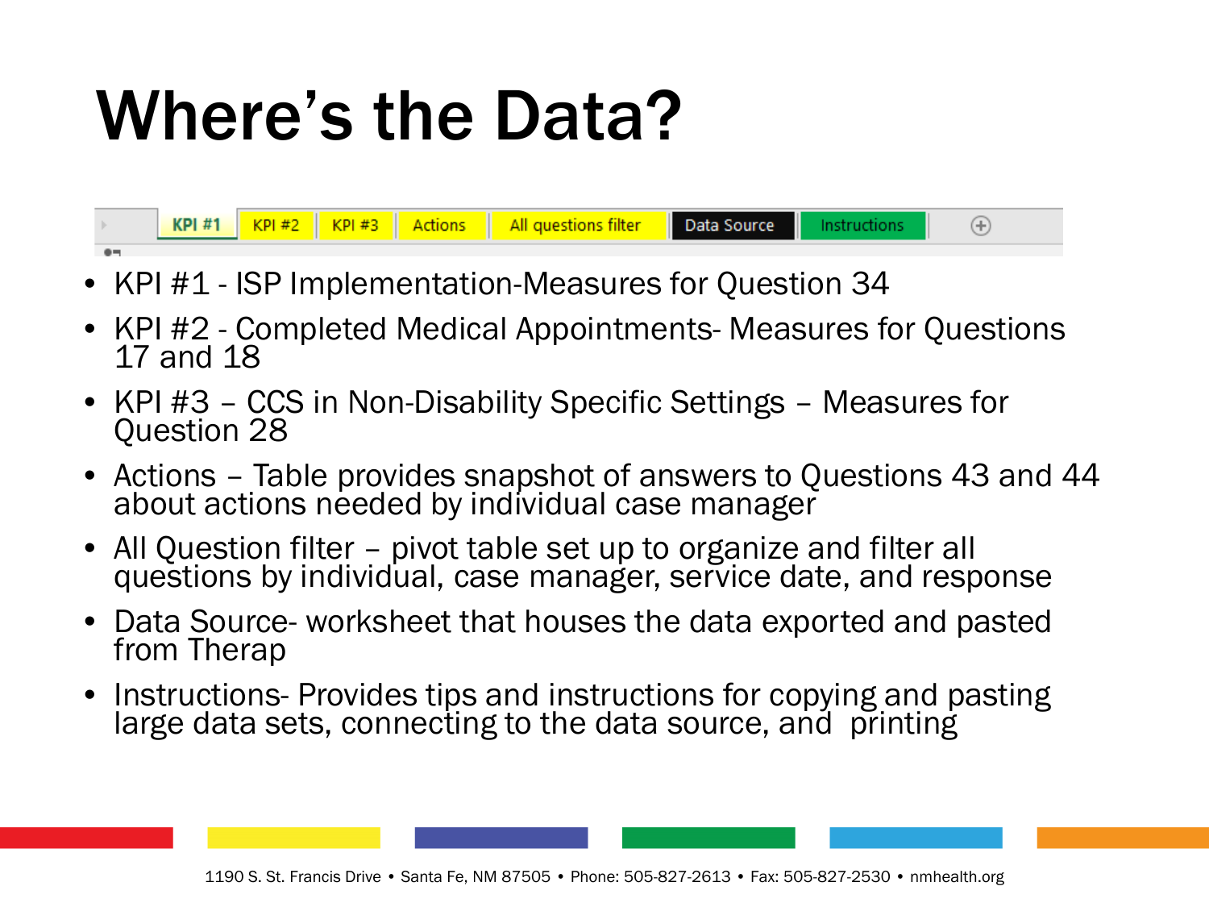# Where's the Data?

KPI #1 | KPI #2 | KPI #3 | Actions | All questions filter | Data Source | Instructions

- KPI #1 - ISP Implementation-Measures for Question 34
- KPI #2 - Completed Medical Appointments- Measures for Questions 17 and 18
- KPI #3 – CCS in Non-Disability Specific Settings – Measures for Question 28
- Actions – Table provides snapshot of answers to Questions 43 and 44 about actions needed by individual case manager
- All Question filter – pivot table set up to organize and filter all questions by individual, case manager, service date, and response
- Data Source- worksheet that houses the data exported and pasted from Therap
- Instructions- Provides tips and instructions for copying and pasting large data sets, connecting to the data source, and printing

1190 S. St. Francis Drive • Santa Fe, NM 87505 • Phone: 505-827-2613 • Fax: 505-827-2530 • nmhealth.org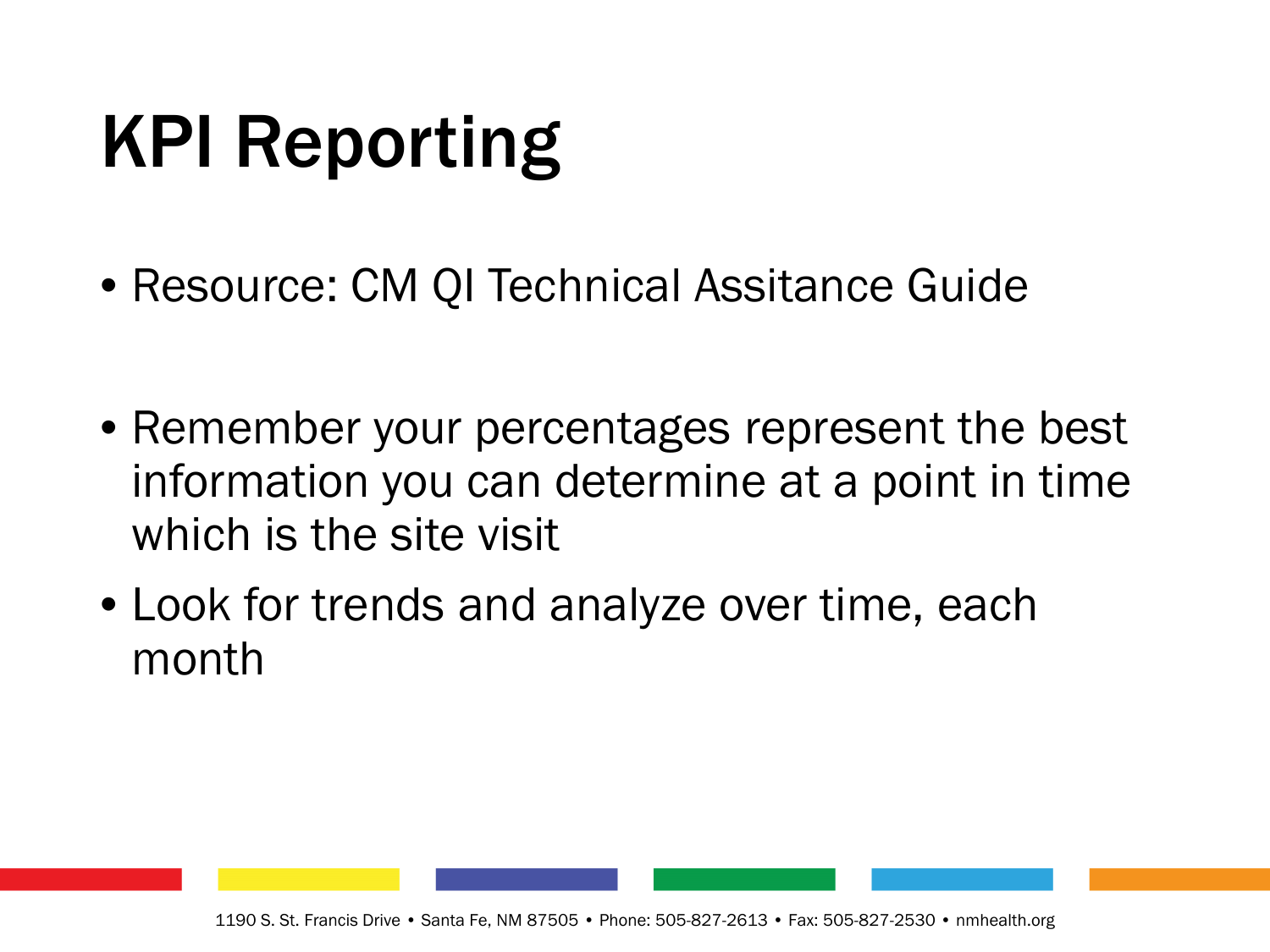# KPI Reporting

- Resource: CM QI Technical Assitance Guide

- Remember your percentages represent the best information you can determine at a point in time which is the site visit
- Look for trends and analyze over time, each month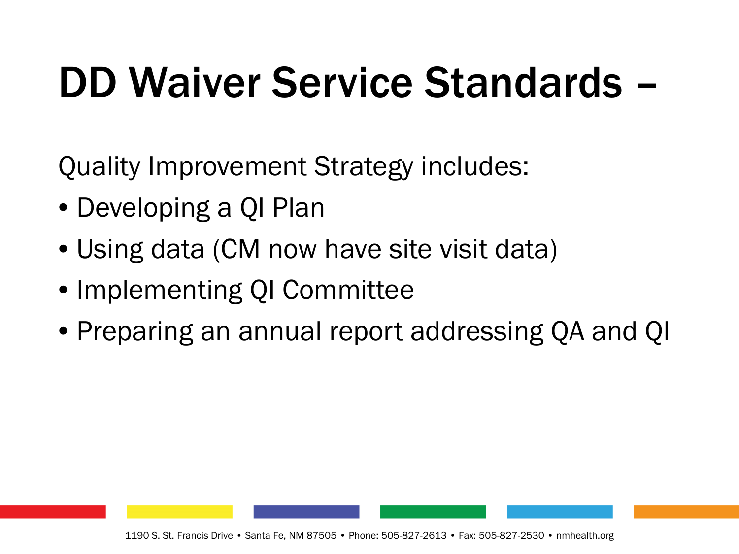# DD Waiver Service Standards –

Quality Improvement Strategy includes:

- Developing a QI Plan
- Using data (CM now have site visit data)
- Implementing QI Committee
- Preparing an annual report addressing QA and QI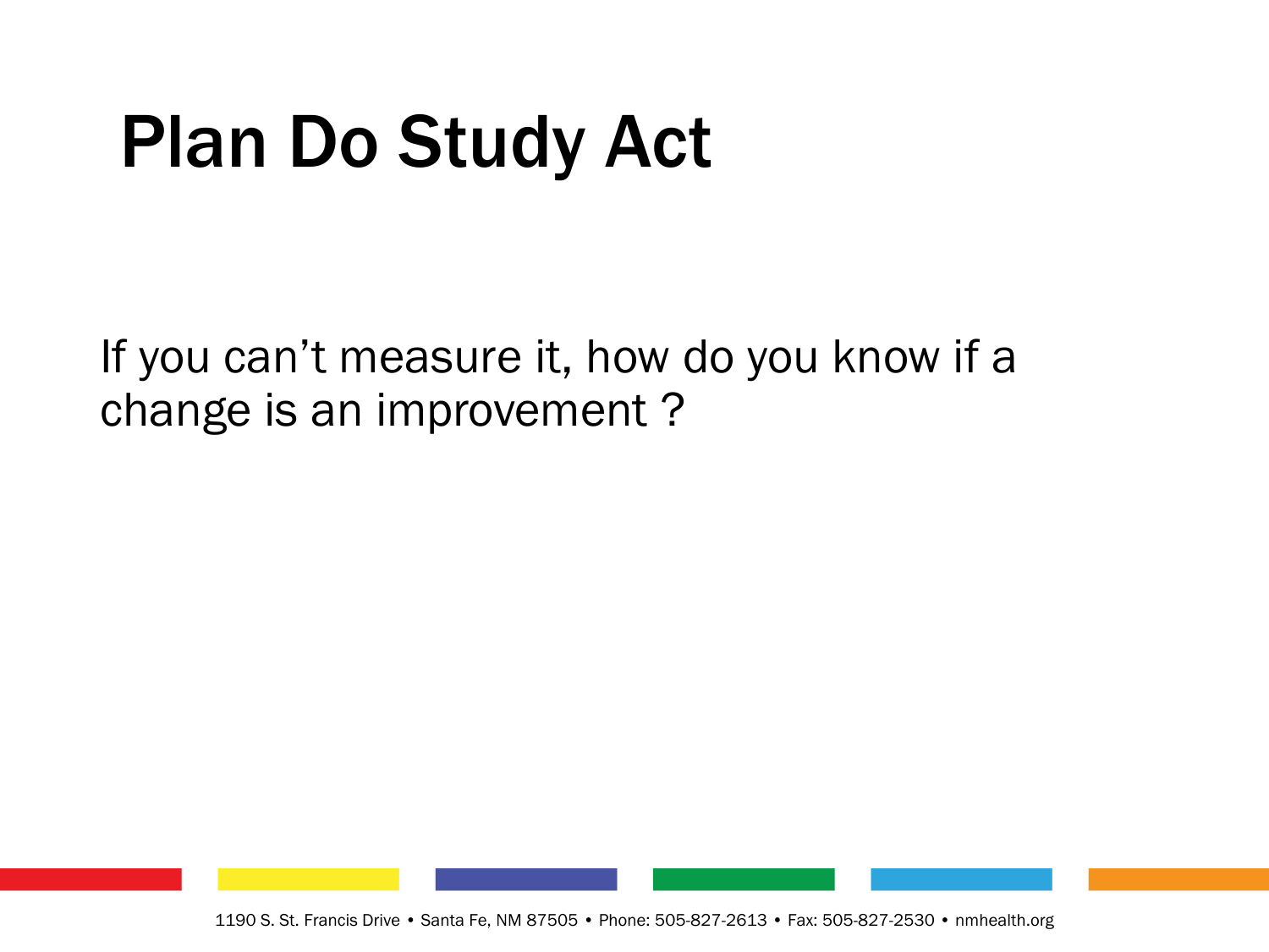# Plan Do Study Act

If you can't measure it, how do you know if a change is an improvement ?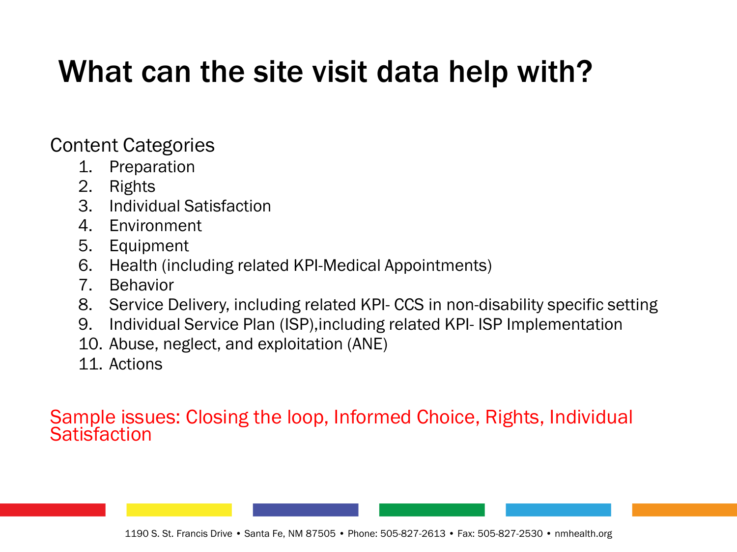# What can the site visit data help with?

Content Categories

1. Preparation
2. Rights
3. Individual Satisfaction
4. Environment
5. Equipment
6. Health (including related KPI-Medical Appointments)
7. Behavior
8. Service Delivery, including related KPI- CCS in non-disability specific setting
9. Individual Service Plan (ISP),including related KPI- ISP Implementation
10. Abuse, neglect, and exploitation (ANE)
11. Actions

Sample issues: Closing the loop, Informed Choice, Rights, Individual Satisfaction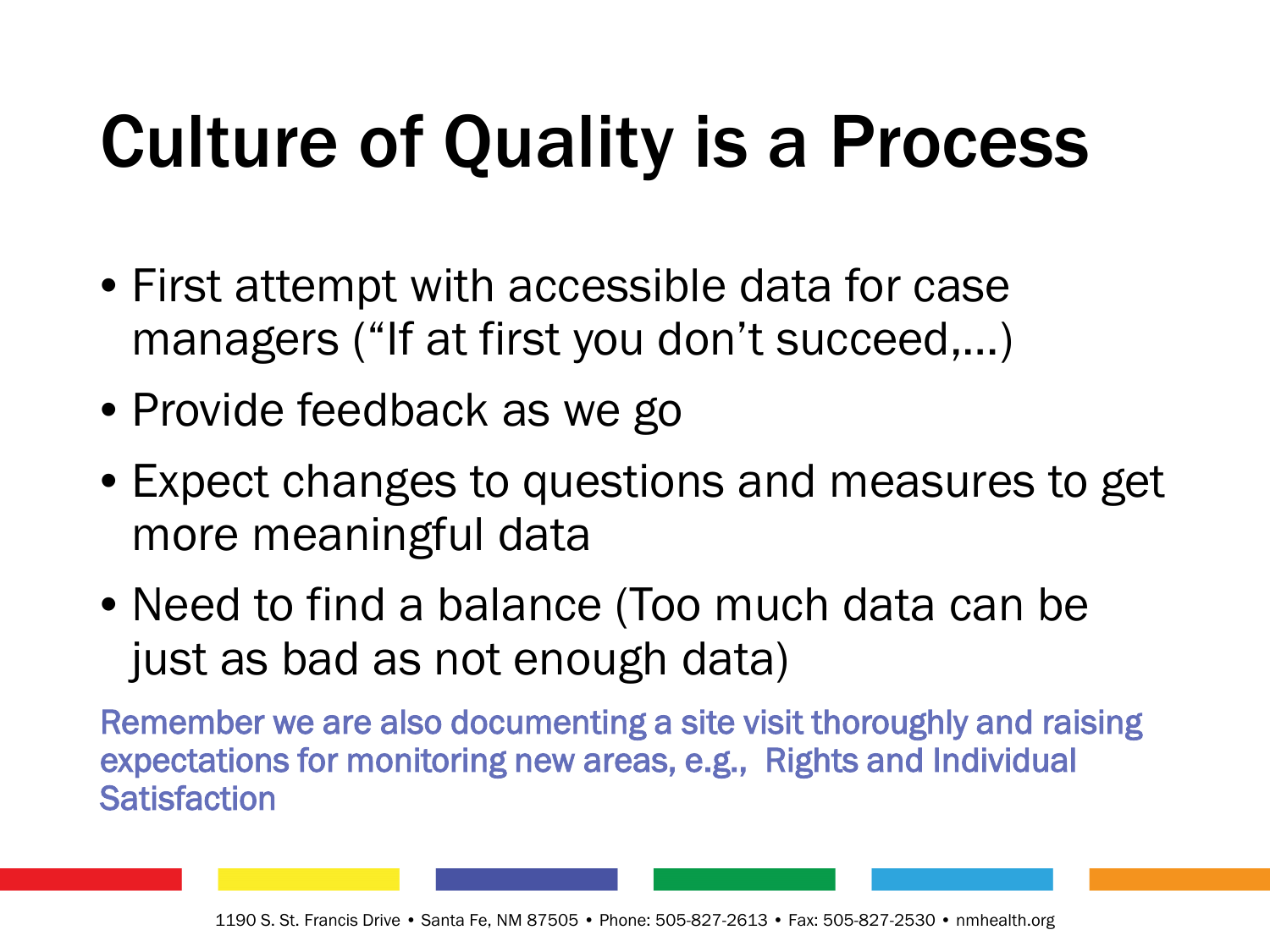# Culture of Quality is a Process

- First attempt with accessible data for case managers (“If at first you don’t succeed,…)
- Provide feedback as we go
- Expect changes to questions and measures to get more meaningful data
- Need to find a balance (Too much data can be just as bad as not enough data)

Remember we are also documenting a site visit thoroughly and raising expectations for monitoring new areas, e.g., Rights and Individual Satisfaction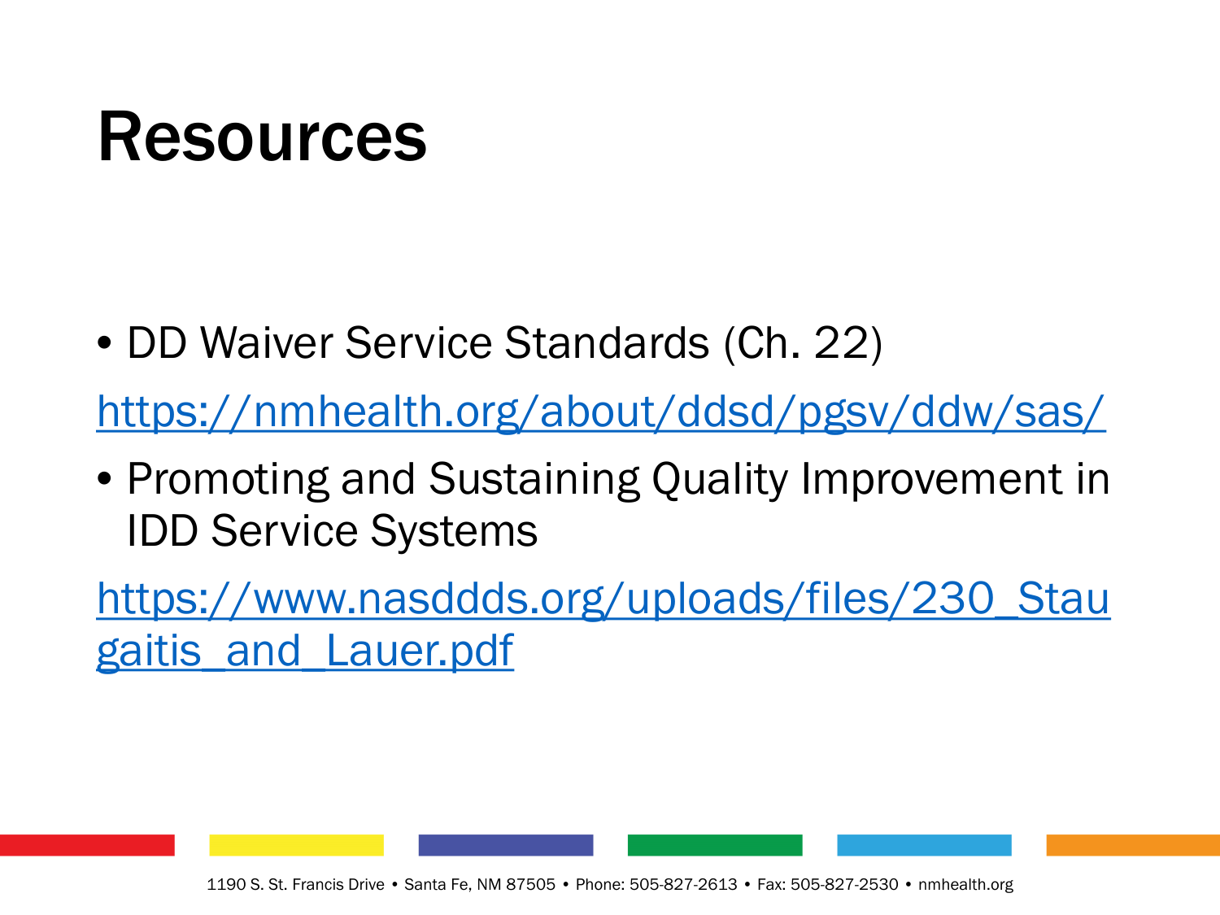# Resources

- DD Waiver Service Standards (Ch. 22)

https://nmhealth.org/about/ddsd/pgsv/ddw/sas/

- Promoting and Sustaining Quality Improvement in IDD Service Systems

https://www.nasddds.org/uploads/files/230_Staugaitis_and_Lauer.pdf